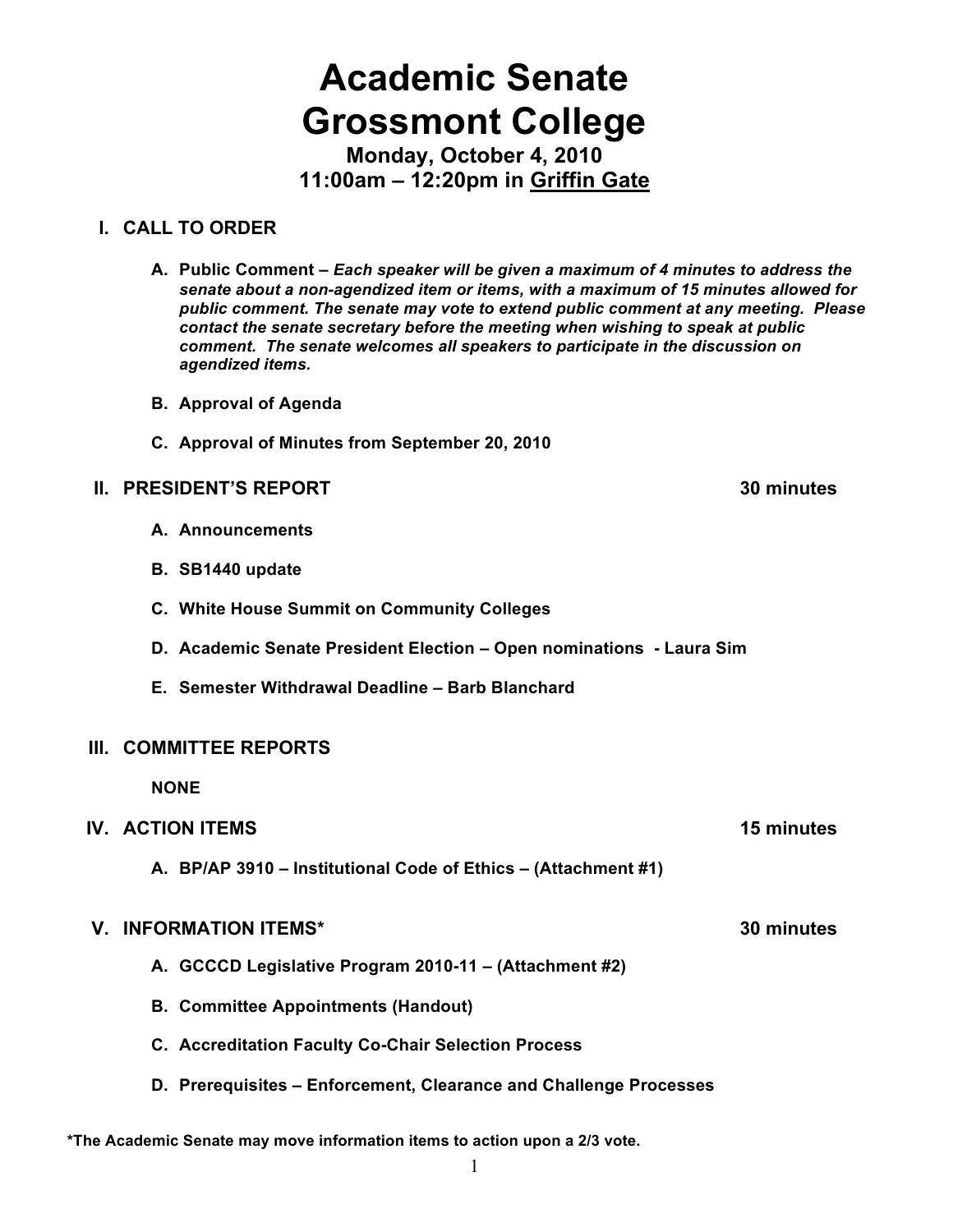# Academic Senate
# Grossmont College

**Monday, October 4, 2010**
**11:00am – 12:20pm in Griffin Gate**

## I. CALL TO ORDER

**A. Public Comment –** ***Each speaker will be given a maximum of 4 minutes to address the senate about a non-agendized item or items, with a maximum of 15 minutes allowed for public comment. The senate may vote to extend public comment at any meeting. Please contact the senate secretary before the meeting when wishing to speak at public comment. The senate welcomes all speakers to participate in the discussion on agendized items.***

**B. Approval of Agenda**

**C. Approval of Minutes from September 20, 2010**

## II. PRESIDENT'S REPORT — 30 minutes

**A. Announcements**

**B. SB1440 update**

**C. White House Summit on Community Colleges**

**D. Academic Senate President Election – Open nominations - Laura Sim**

**E. Semester Withdrawal Deadline – Barb Blanchard**

## III. COMMITTEE REPORTS

**NONE**

## IV. ACTION ITEMS — 15 minutes

**A. BP/AP 3910 – Institutional Code of Ethics – (Attachment #1)**

## V. INFORMATION ITEMS* — 30 minutes

**A. GCCCD Legislative Program 2010-11 – (Attachment #2)**

**B. Committee Appointments (Handout)**

**C. Accreditation Faculty Co-Chair Selection Process**

**D. Prerequisites – Enforcement, Clearance and Challenge Processes**

**\*The Academic Senate may move information items to action upon a 2/3 vote.**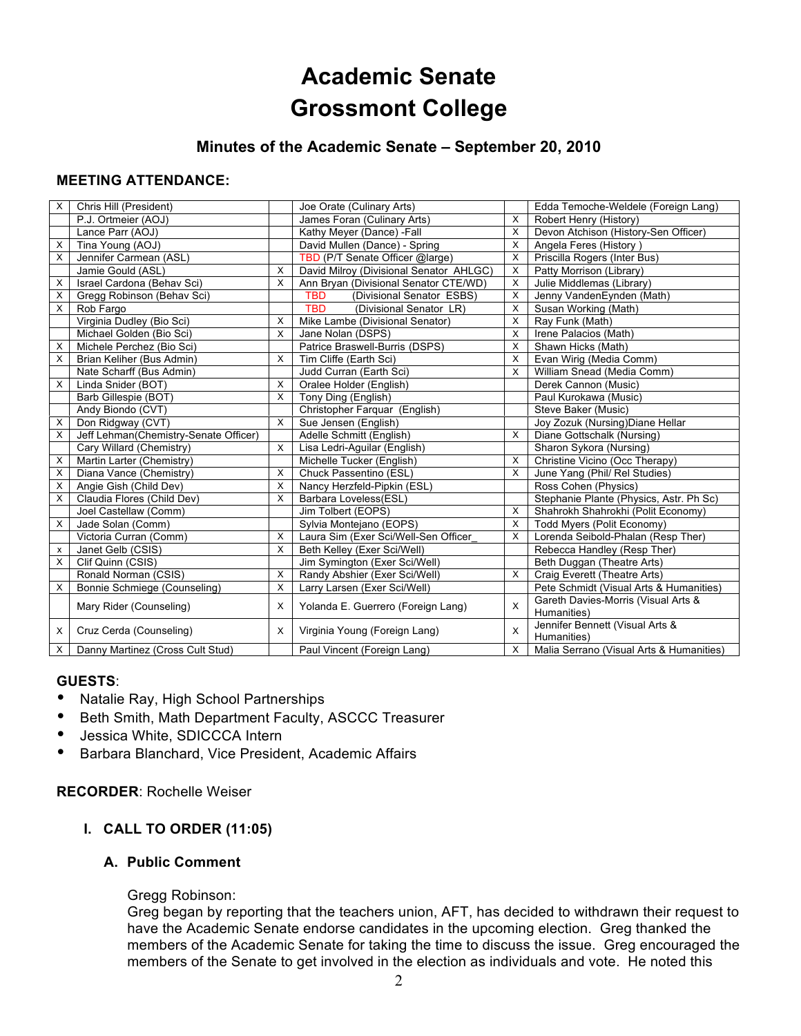# Academic Senate
# Grossmont College

### Minutes of the Academic Senate – September 20, 2010

**MEETING ATTENDANCE:**

| | | | | | |
|---|---|---|---|---|---|
| X | Chris Hill (President) | | Joe Orate (Culinary Arts) | | Edda Temoche-Weldele (Foreign Lang) |
| | P.J. Ortmeier (AOJ) | | James Foran (Culinary Arts) | X | Robert Henry (History) |
| | Lance Parr (AOJ) | | Kathy Meyer (Dance) -Fall | X | Devon Atchison (History-Sen Officer) |
| X | Tina Young (AOJ) | | David Mullen (Dance) - Spring | X | Angela Feres (History ) |
| X | Jennifer Carmean (ASL) | | TBD (P/T Senate Officer @large) | X | Priscilla Rogers (Inter Bus) |
| | Jamie Gould (ASL) | X | David Milroy (Divisional Senator AHLGC) | X | Patty Morrison (Library) |
| X | Israel Cardona (Behav Sci) | X | Ann Bryan (Divisional Senator CTE/WD) | X | Julie Middlemas (Library) |
| X | Gregg Robinson (Behav Sci) | | TBD (Divisional Senator ESBS) | X | Jenny VandenEynden (Math) |
| X | Rob Fargo | | TBD (Divisional Senator LR) | X | Susan Working (Math) |
| | Virginia Dudley (Bio Sci) | X | Mike Lambe (Divisional Senator) | X | Ray Funk (Math) |
| | Michael Golden (Bio Sci) | X | Jane Nolan (DSPS) | X | Irene Palacios (Math) |
| X | Michele Perchez (Bio Sci) | | Patrice Braswell-Burris (DSPS) | X | Shawn Hicks (Math) |
| X | Brian Keliher (Bus Admin) | X | Tim Cliffe (Earth Sci) | X | Evan Wirig (Media Comm) |
| | Nate Scharff (Bus Admin) | | Judd Curran (Earth Sci) | X | William Snead (Media Comm) |
| X | Linda Snider (BOT) | X | Oralee Holder (English) | | Derek Cannon (Music) |
| | Barb Gillespie (BOT) | X | Tony Ding (English) | | Paul Kurokawa (Music) |
| | Andy Biondo (CVT) | | Christopher Farquar (English) | | Steve Baker (Music) |
| X | Don Ridgway (CVT) | X | Sue Jensen (English) | | Joy Zozuk (Nursing)Diane Hellar |
| X | Jeff Lehman(Chemistry-Senate Officer) | | Adelle Schmitt (English) | X | Diane Gottschalk (Nursing) |
| | Cary Willard (Chemistry) | X | Lisa Ledri-Aguilar (English) | | Sharon Sykora (Nursing) |
| X | Martin Larter (Chemistry) | | Michelle Tucker (English) | X | Christine Vicino (Occ Therapy) |
| X | Diana Vance (Chemistry) | X | Chuck Passentino (ESL) | X | June Yang (Phil/ Rel Studies) |
| X | Angie Gish (Child Dev) | X | Nancy Herzfeld-Pipkin (ESL) | | Ross Cohen (Physics) |
| X | Claudia Flores (Child Dev) | X | Barbara Loveless(ESL) | | Stephanie Plante (Physics, Astr. Ph Sc) |
| | Joel Castellaw (Comm) | | Jim Tolbert (EOPS) | X | Shahrokh Shahrokhi (Polit Economy) |
| X | Jade Solan (Comm) | | Sylvia Montejano (EOPS) | X | Todd Myers (Polit Economy) |
| | Victoria Curran (Comm) | X | Laura Sim (Exer Sci/Well-Sen Officer_ | X | Lorenda Seibold-Phalan (Resp Ther) |
| x | Janet Gelb (CSIS) | X | Beth Kelley (Exer Sci/Well) | | Rebecca Handley (Resp Ther) |
| X | Clif Quinn (CSIS) | | Jim Symington (Exer Sci/Well) | | Beth Duggan (Theatre Arts) |
| | Ronald Norman (CSIS) | X | Randy Abshier (Exer Sci/Well) | X | Craig Everett (Theatre Arts) |
| X | Bonnie Schmiege (Counseling) | X | Larry Larsen (Exer Sci/Well) | | Pete Schmidt (Visual Arts & Humanities) |
| | Mary Rider (Counseling) | X | Yolanda E. Guerrero (Foreign Lang) | X | Gareth Davies-Morris (Visual Arts & Humanities) |
| X | Cruz Cerda (Counseling) | X | Virginia Young (Foreign Lang) | X | Jennifer Bennett (Visual Arts & Humanities) |
| X | Danny Martinez (Cross Cult Stud) | | Paul Vincent (Foreign Lang) | X | Malia Serrano (Visual Arts & Humanities) |

**GUESTS**:

- Natalie Ray, High School Partnerships
- Beth Smith, Math Department Faculty, ASCCC Treasurer
- Jessica White, SDICCCA Intern
- Barbara Blanchard, Vice President, Academic Affairs

**RECORDER**: Rochelle Weiser

## I. CALL TO ORDER (11:05)

### A. Public Comment

Gregg Robinson:
Greg began by reporting that the teachers union, AFT, has decided to withdrawn their request to have the Academic Senate endorse candidates in the upcoming election. Greg thanked the members of the Academic Senate for taking the time to discuss the issue. Greg encouraged the members of the Senate to get involved in the election as individuals and vote. He noted this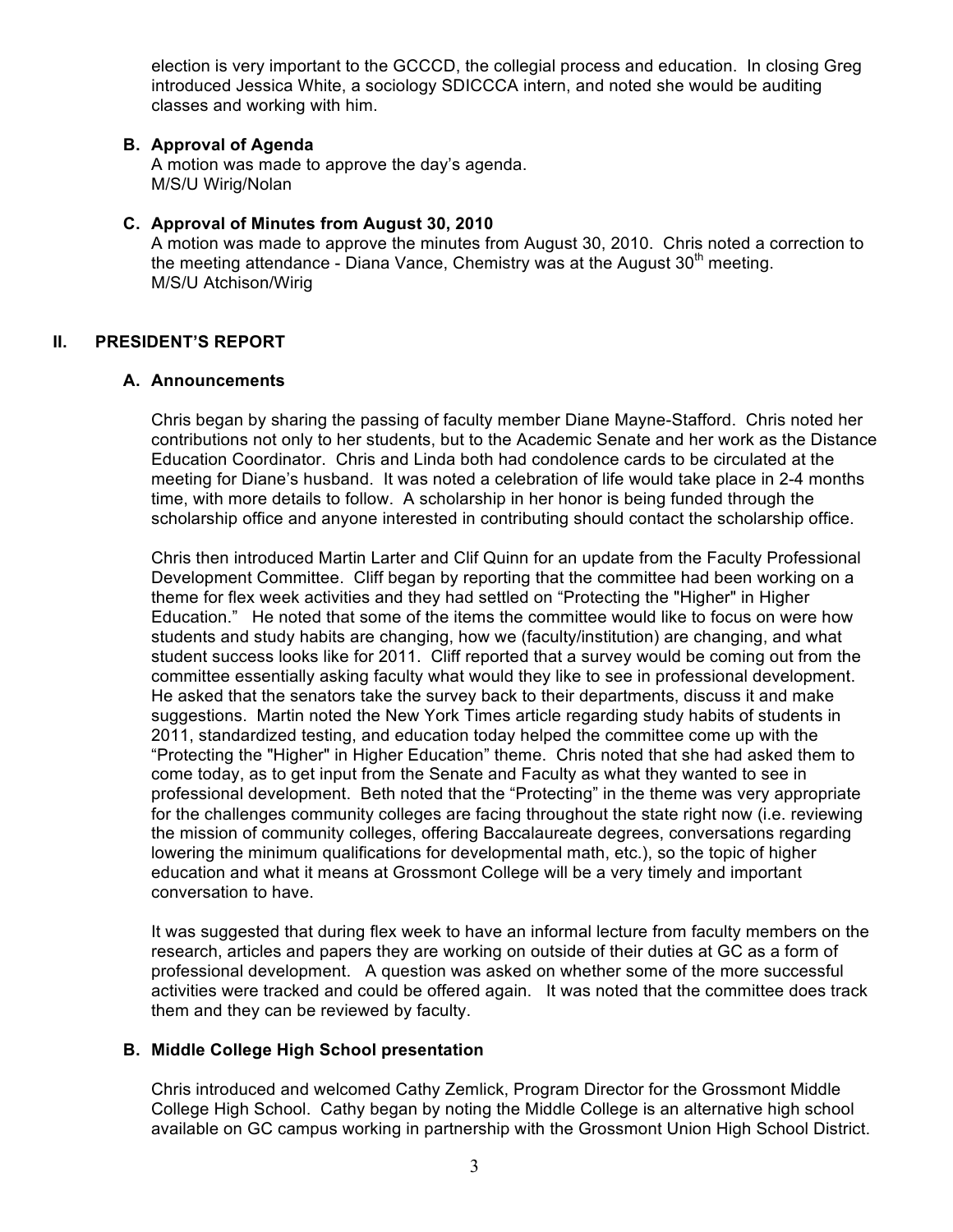election is very important to the GCCCD, the collegial process and education. In closing Greg introduced Jessica White, a sociology SDICCCA intern, and noted she would be auditing classes and working with him.

### B. Approval of Agenda

A motion was made to approve the day's agenda.
M/S/U Wirig/Nolan

### C. Approval of Minutes from August 30, 2010

A motion was made to approve the minutes from August 30, 2010. Chris noted a correction to the meeting attendance - Diana Vance, Chemistry was at the August 30th meeting.
M/S/U Atchison/Wirig

## II. PRESIDENT'S REPORT

### A. Announcements

Chris began by sharing the passing of faculty member Diane Mayne-Stafford. Chris noted her contributions not only to her students, but to the Academic Senate and her work as the Distance Education Coordinator. Chris and Linda both had condolence cards to be circulated at the meeting for Diane's husband. It was noted a celebration of life would take place in 2-4 months time, with more details to follow. A scholarship in her honor is being funded through the scholarship office and anyone interested in contributing should contact the scholarship office.

Chris then introduced Martin Larter and Clif Quinn for an update from the Faculty Professional Development Committee. Cliff began by reporting that the committee had been working on a theme for flex week activities and they had settled on "Protecting the "Higher" in Higher Education." He noted that some of the items the committee would like to focus on were how students and study habits are changing, how we (faculty/institution) are changing, and what student success looks like for 2011. Cliff reported that a survey would be coming out from the committee essentially asking faculty what would they like to see in professional development. He asked that the senators take the survey back to their departments, discuss it and make suggestions. Martin noted the New York Times article regarding study habits of students in 2011, standardized testing, and education today helped the committee come up with the "Protecting the "Higher" in Higher Education" theme. Chris noted that she had asked them to come today, as to get input from the Senate and Faculty as what they wanted to see in professional development. Beth noted that the "Protecting" in the theme was very appropriate for the challenges community colleges are facing throughout the state right now (i.e. reviewing the mission of community colleges, offering Baccalaureate degrees, conversations regarding lowering the minimum qualifications for developmental math, etc.), so the topic of higher education and what it means at Grossmont College will be a very timely and important conversation to have.

It was suggested that during flex week to have an informal lecture from faculty members on the research, articles and papers they are working on outside of their duties at GC as a form of professional development. A question was asked on whether some of the more successful activities were tracked and could be offered again. It was noted that the committee does track them and they can be reviewed by faculty.

### B. Middle College High School presentation

Chris introduced and welcomed Cathy Zemlick, Program Director for the Grossmont Middle College High School. Cathy began by noting the Middle College is an alternative high school available on GC campus working in partnership with the Grossmont Union High School District.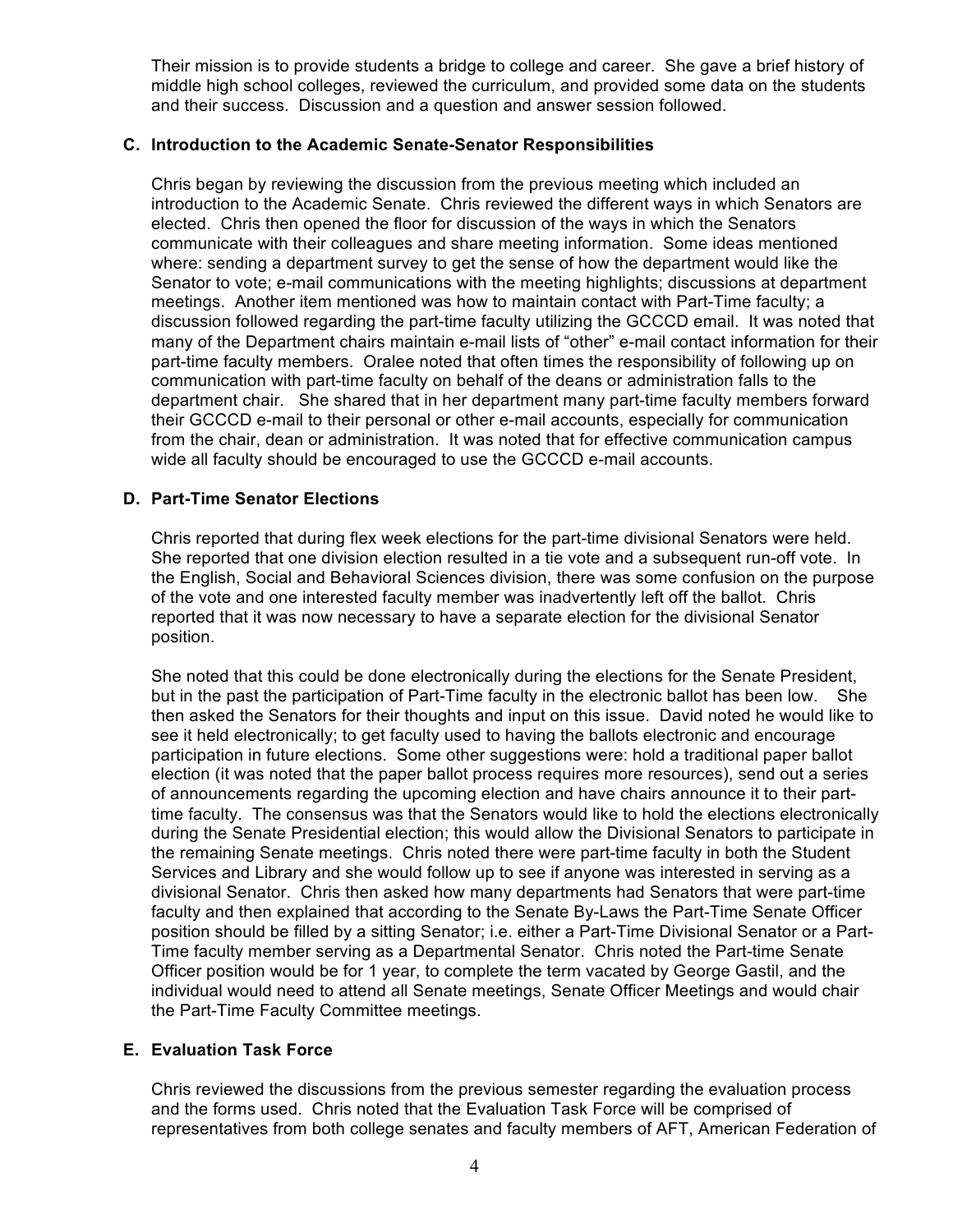Their mission is to provide students a bridge to college and career. She gave a brief history of middle high school colleges, reviewed the curriculum, and provided some data on the students and their success. Discussion and a question and answer session followed.

### C. Introduction to the Academic Senate-Senator Responsibilities

Chris began by reviewing the discussion from the previous meeting which included an introduction to the Academic Senate. Chris reviewed the different ways in which Senators are elected. Chris then opened the floor for discussion of the ways in which the Senators communicate with their colleagues and share meeting information. Some ideas mentioned where: sending a department survey to get the sense of how the department would like the Senator to vote; e-mail communications with the meeting highlights; discussions at department meetings. Another item mentioned was how to maintain contact with Part-Time faculty; a discussion followed regarding the part-time faculty utilizing the GCCCD email. It was noted that many of the Department chairs maintain e-mail lists of "other" e-mail contact information for their part-time faculty members. Oralee noted that often times the responsibility of following up on communication with part-time faculty on behalf of the deans or administration falls to the department chair. She shared that in her department many part-time faculty members forward their GCCCD e-mail to their personal or other e-mail accounts, especially for communication from the chair, dean or administration. It was noted that for effective communication campus wide all faculty should be encouraged to use the GCCCD e-mail accounts.

### D. Part-Time Senator Elections

Chris reported that during flex week elections for the part-time divisional Senators were held. She reported that one division election resulted in a tie vote and a subsequent run-off vote. In the English, Social and Behavioral Sciences division, there was some confusion on the purpose of the vote and one interested faculty member was inadvertently left off the ballot. Chris reported that it was now necessary to have a separate election for the divisional Senator position.

She noted that this could be done electronically during the elections for the Senate President, but in the past the participation of Part-Time faculty in the electronic ballot has been low. She then asked the Senators for their thoughts and input on this issue. David noted he would like to see it held electronically; to get faculty used to having the ballots electronic and encourage participation in future elections. Some other suggestions were: hold a traditional paper ballot election (it was noted that the paper ballot process requires more resources), send out a series of announcements regarding the upcoming election and have chairs announce it to their part-time faculty. The consensus was that the Senators would like to hold the elections electronically during the Senate Presidential election; this would allow the Divisional Senators to participate in the remaining Senate meetings. Chris noted there were part-time faculty in both the Student Services and Library and she would follow up to see if anyone was interested in serving as a divisional Senator. Chris then asked how many departments had Senators that were part-time faculty and then explained that according to the Senate By-Laws the Part-Time Senate Officer position should be filled by a sitting Senator; i.e. either a Part-Time Divisional Senator or a Part-Time faculty member serving as a Departmental Senator. Chris noted the Part-time Senate Officer position would be for 1 year, to complete the term vacated by George Gastil, and the individual would need to attend all Senate meetings, Senate Officer Meetings and would chair the Part-Time Faculty Committee meetings.

### E. Evaluation Task Force

Chris reviewed the discussions from the previous semester regarding the evaluation process and the forms used. Chris noted that the Evaluation Task Force will be comprised of representatives from both college senates and faculty members of AFT, American Federation of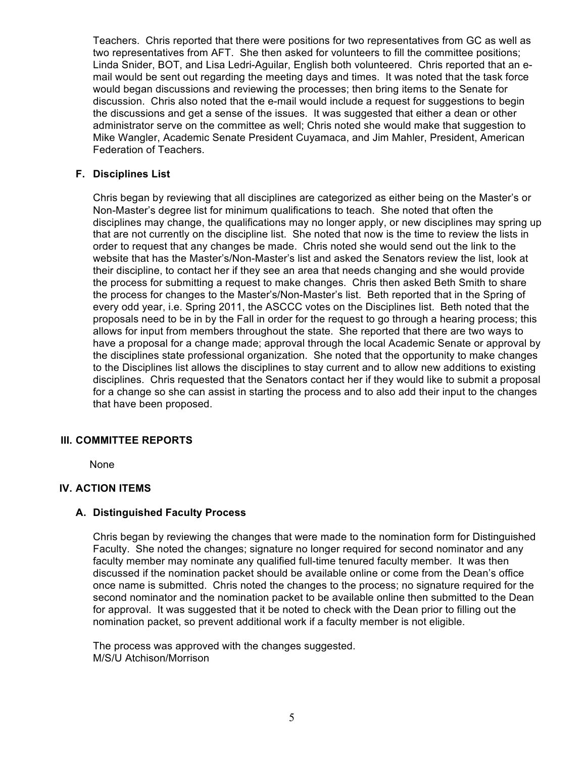Teachers. Chris reported that there were positions for two representatives from GC as well as two representatives from AFT. She then asked for volunteers to fill the committee positions; Linda Snider, BOT, and Lisa Ledri-Aguilar, English both volunteered. Chris reported that an e-mail would be sent out regarding the meeting days and times. It was noted that the task force would began discussions and reviewing the processes; then bring items to the Senate for discussion. Chris also noted that the e-mail would include a request for suggestions to begin the discussions and get a sense of the issues. It was suggested that either a dean or other administrator serve on the committee as well; Chris noted she would make that suggestion to Mike Wangler, Academic Senate President Cuyamaca, and Jim Mahler, President, American Federation of Teachers.

### F. Disciplines List

Chris began by reviewing that all disciplines are categorized as either being on the Master's or Non-Master's degree list for minimum qualifications to teach. She noted that often the disciplines may change, the qualifications may no longer apply, or new disciplines may spring up that are not currently on the discipline list. She noted that now is the time to review the lists in order to request that any changes be made. Chris noted she would send out the link to the website that has the Master's/Non-Master's list and asked the Senators review the list, look at their discipline, to contact her if they see an area that needs changing and she would provide the process for submitting a request to make changes. Chris then asked Beth Smith to share the process for changes to the Master's/Non-Master's list. Beth reported that in the Spring of every odd year, i.e. Spring 2011, the ASCCC votes on the Disciplines list. Beth noted that the proposals need to be in by the Fall in order for the request to go through a hearing process; this allows for input from members throughout the state. She reported that there are two ways to have a proposal for a change made; approval through the local Academic Senate or approval by the disciplines state professional organization. She noted that the opportunity to make changes to the Disciplines list allows the disciplines to stay current and to allow new additions to existing disciplines. Chris requested that the Senators contact her if they would like to submit a proposal for a change so she can assist in starting the process and to also add their input to the changes that have been proposed.

## III. COMMITTEE REPORTS

None

## IV. ACTION ITEMS

### A. Distinguished Faculty Process

Chris began by reviewing the changes that were made to the nomination form for Distinguished Faculty. She noted the changes; signature no longer required for second nominator and any faculty member may nominate any qualified full-time tenured faculty member. It was then discussed if the nomination packet should be available online or come from the Dean's office once name is submitted. Chris noted the changes to the process; no signature required for the second nominator and the nomination packet to be available online then submitted to the Dean for approval. It was suggested that it be noted to check with the Dean prior to filling out the nomination packet, so prevent additional work if a faculty member is not eligible.

The process was approved with the changes suggested.
M/S/U Atchison/Morrison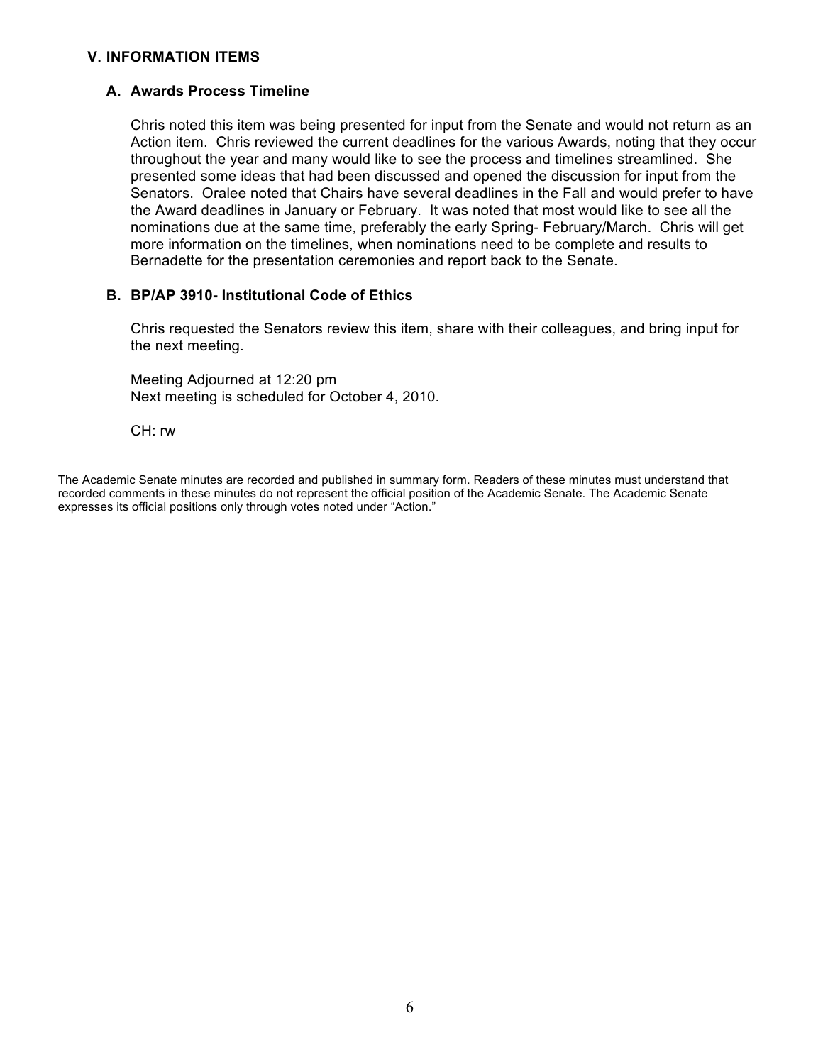## V. INFORMATION ITEMS

### A. Awards Process Timeline

Chris noted this item was being presented for input from the Senate and would not return as an Action item. Chris reviewed the current deadlines for the various Awards, noting that they occur throughout the year and many would like to see the process and timelines streamlined. She presented some ideas that had been discussed and opened the discussion for input from the Senators. Oralee noted that Chairs have several deadlines in the Fall and would prefer to have the Award deadlines in January or February. It was noted that most would like to see all the nominations due at the same time, preferably the early Spring- February/March. Chris will get more information on the timelines, when nominations need to be complete and results to Bernadette for the presentation ceremonies and report back to the Senate.

### B. BP/AP 3910- Institutional Code of Ethics

Chris requested the Senators review this item, share with their colleagues, and bring input for the next meeting.

Meeting Adjourned at 12:20 pm
Next meeting is scheduled for October 4, 2010.

CH: rw

The Academic Senate minutes are recorded and published in summary form. Readers of these minutes must understand that recorded comments in these minutes do not represent the official position of the Academic Senate. The Academic Senate expresses its official positions only through votes noted under "Action."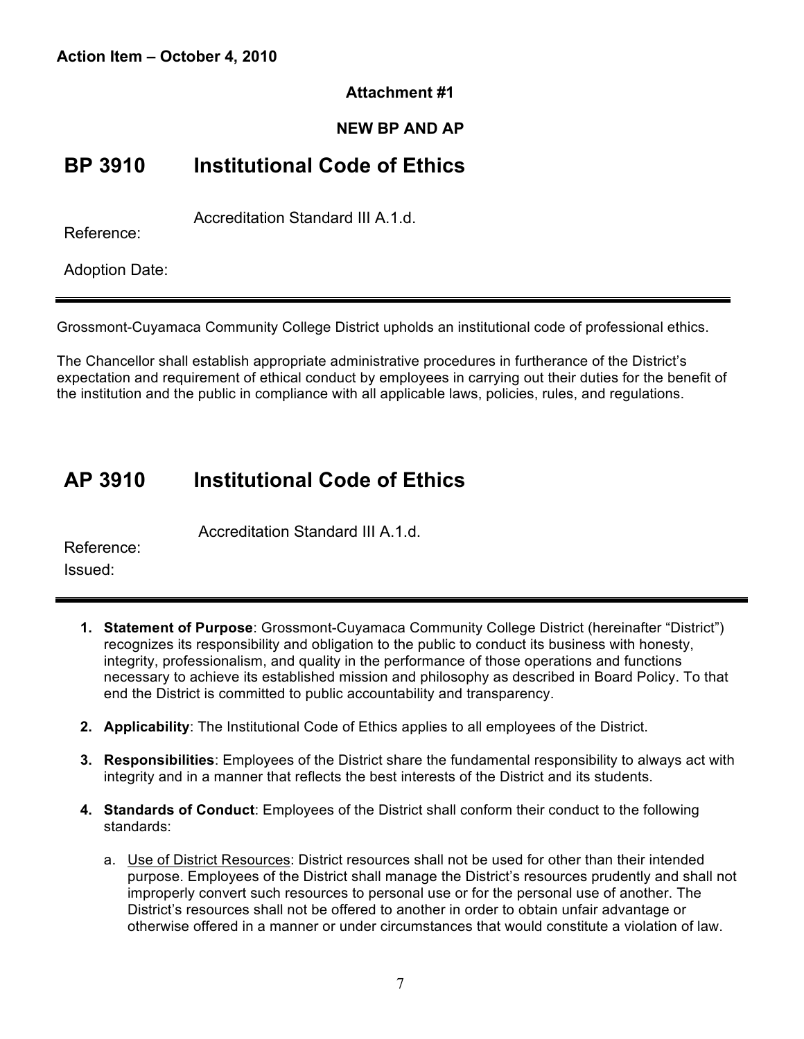**Action Item – October 4, 2010**

**Attachment #1**

**NEW BP AND AP**

# BP 3910 Institutional Code of Ethics

Reference: Accreditation Standard III A.1.d.

Adoption Date:

---

Grossmont-Cuyamaca Community College District upholds an institutional code of professional ethics.

The Chancellor shall establish appropriate administrative procedures in furtherance of the District's expectation and requirement of ethical conduct by employees in carrying out their duties for the benefit of the institution and the public in compliance with all applicable laws, policies, rules, and regulations.

# AP 3910 Institutional Code of Ethics

Reference: Accreditation Standard III A.1.d.

Issued:

---

1. **Statement of Purpose**: Grossmont-Cuyamaca Community College District (hereinafter "District") recognizes its responsibility and obligation to the public to conduct its business with honesty, integrity, professionalism, and quality in the performance of those operations and functions necessary to achieve its established mission and philosophy as described in Board Policy. To that end the District is committed to public accountability and transparency.

2. **Applicability**: The Institutional Code of Ethics applies to all employees of the District.

3. **Responsibilities**: Employees of the District share the fundamental responsibility to always act with integrity and in a manner that reflects the best interests of the District and its students.

4. **Standards of Conduct**: Employees of the District shall conform their conduct to the following standards:

   a. <u>Use of District Resources</u>: District resources shall not be used for other than their intended purpose. Employees of the District shall manage the District's resources prudently and shall not improperly convert such resources to personal use or for the personal use of another. The District's resources shall not be offered to another in order to obtain unfair advantage or otherwise offered in a manner or under circumstances that would constitute a violation of law.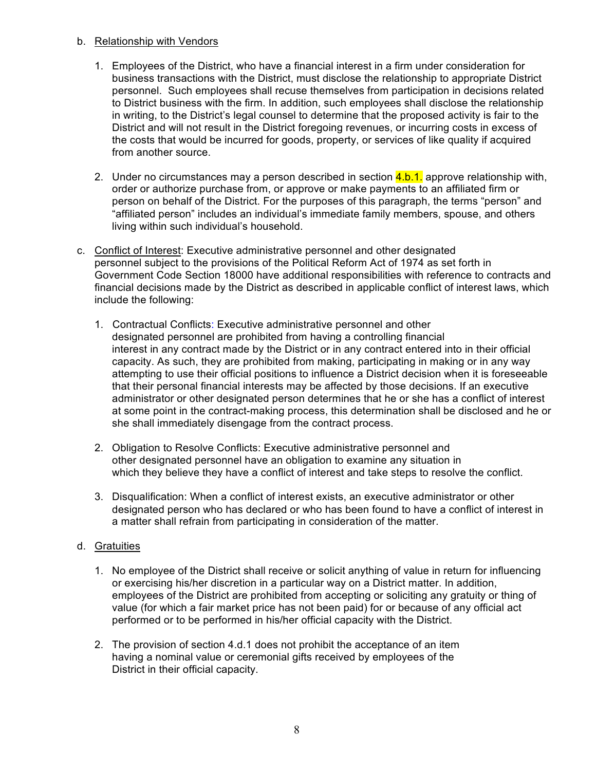b. <u>Relationship with Vendors</u>

   1. Employees of the District, who have a financial interest in a firm under consideration for business transactions with the District, must disclose the relationship to appropriate District personnel. Such employees shall recuse themselves from participation in decisions related to District business with the firm. In addition, such employees shall disclose the relationship in writing, to the District's legal counsel to determine that the proposed activity is fair to the District and will not result in the District foregoing revenues, or incurring costs in excess of the costs that would be incurred for goods, property, or services of like quality if acquired from another source.

   2. Under no circumstances may a person described in section 4.b.1. approve relationship with, order or authorize purchase from, or approve or make payments to an affiliated firm or person on behalf of the District. For the purposes of this paragraph, the terms "person" and "affiliated person" includes an individual's immediate family members, spouse, and others living within such individual's household.

c. <u>Conflict of Interest</u>: Executive administrative personnel and other designated personnel subject to the provisions of the Political Reform Act of 1974 as set forth in Government Code Section 18000 have additional responsibilities with reference to contracts and financial decisions made by the District as described in applicable conflict of interest laws, which include the following:

   1. Contractual Conflicts: Executive administrative personnel and other designated personnel are prohibited from having a controlling financial interest in any contract made by the District or in any contract entered into in their official capacity. As such, they are prohibited from making, participating in making or in any way attempting to use their official positions to influence a District decision when it is foreseeable that their personal financial interests may be affected by those decisions. If an executive administrator or other designated person determines that he or she has a conflict of interest at some point in the contract-making process, this determination shall be disclosed and he or she shall immediately disengage from the contract process.

   2. Obligation to Resolve Conflicts: Executive administrative personnel and other designated personnel have an obligation to examine any situation in which they believe they have a conflict of interest and take steps to resolve the conflict.

   3. Disqualification: When a conflict of interest exists, an executive administrator or other designated person who has declared or who has been found to have a conflict of interest in a matter shall refrain from participating in consideration of the matter.

d. <u>Gratuities</u>

   1. No employee of the District shall receive or solicit anything of value in return for influencing or exercising his/her discretion in a particular way on a District matter. In addition, employees of the District are prohibited from accepting or soliciting any gratuity or thing of value (for which a fair market price has not been paid) for or because of any official act performed or to be performed in his/her official capacity with the District.

   2. The provision of section 4.d.1 does not prohibit the acceptance of an item having a nominal value or ceremonial gifts received by employees of the District in their official capacity.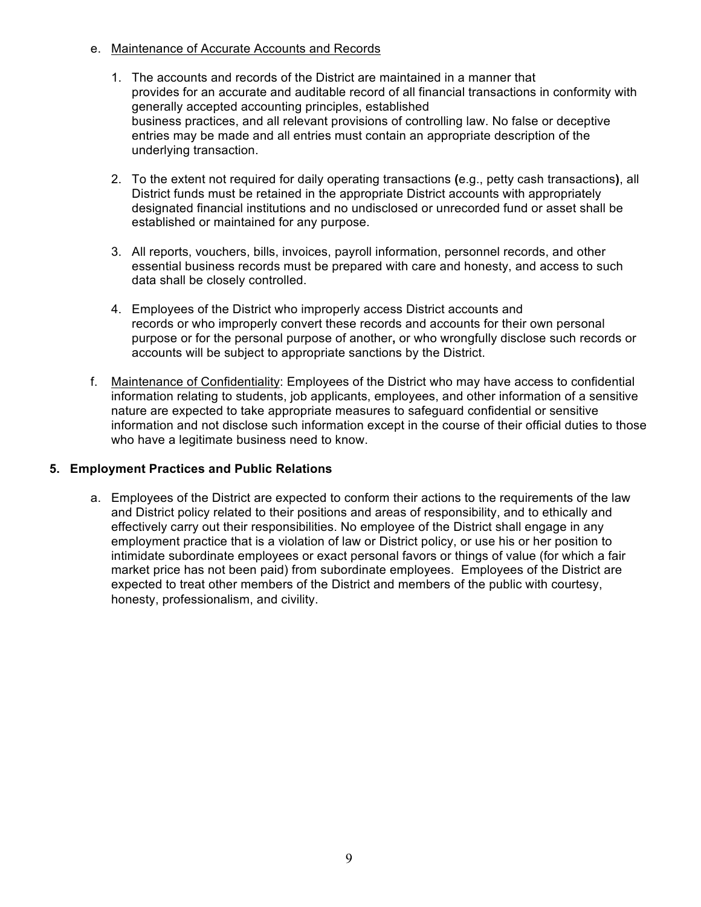e. <u>Maintenance of Accurate Accounts and Records</u>

   1. The accounts and records of the District are maintained in a manner that provides for an accurate and auditable record of all financial transactions in conformity with generally accepted accounting principles, established business practices, and all relevant provisions of controlling law. No false or deceptive entries may be made and all entries must contain an appropriate description of the underlying transaction.

   2. To the extent not required for daily operating transactions **(**e.g., petty cash transactions**)**, all District funds must be retained in the appropriate District accounts with appropriately designated financial institutions and no undisclosed or unrecorded fund or asset shall be established or maintained for any purpose.

   3. All reports, vouchers, bills, invoices, payroll information, personnel records, and other essential business records must be prepared with care and honesty, and access to such data shall be closely controlled.

   4. Employees of the District who improperly access District accounts and records or who improperly convert these records and accounts for their own personal purpose or for the personal purpose of another**,** or who wrongfully disclose such records or accounts will be subject to appropriate sanctions by the District.

f. <u>Maintenance of Confidentiality</u>: Employees of the District who may have access to confidential information relating to students, job applicants, employees, and other information of a sensitive nature are expected to take appropriate measures to safeguard confidential or sensitive information and not disclose such information except in the course of their official duties to those who have a legitimate business need to know.

**5. Employment Practices and Public Relations**

a. Employees of the District are expected to conform their actions to the requirements of the law and District policy related to their positions and areas of responsibility, and to ethically and effectively carry out their responsibilities. No employee of the District shall engage in any employment practice that is a violation of law or District policy, or use his or her position to intimidate subordinate employees or exact personal favors or things of value (for which a fair market price has not been paid) from subordinate employees. Employees of the District are expected to treat other members of the District and members of the public with courtesy, honesty, professionalism, and civility.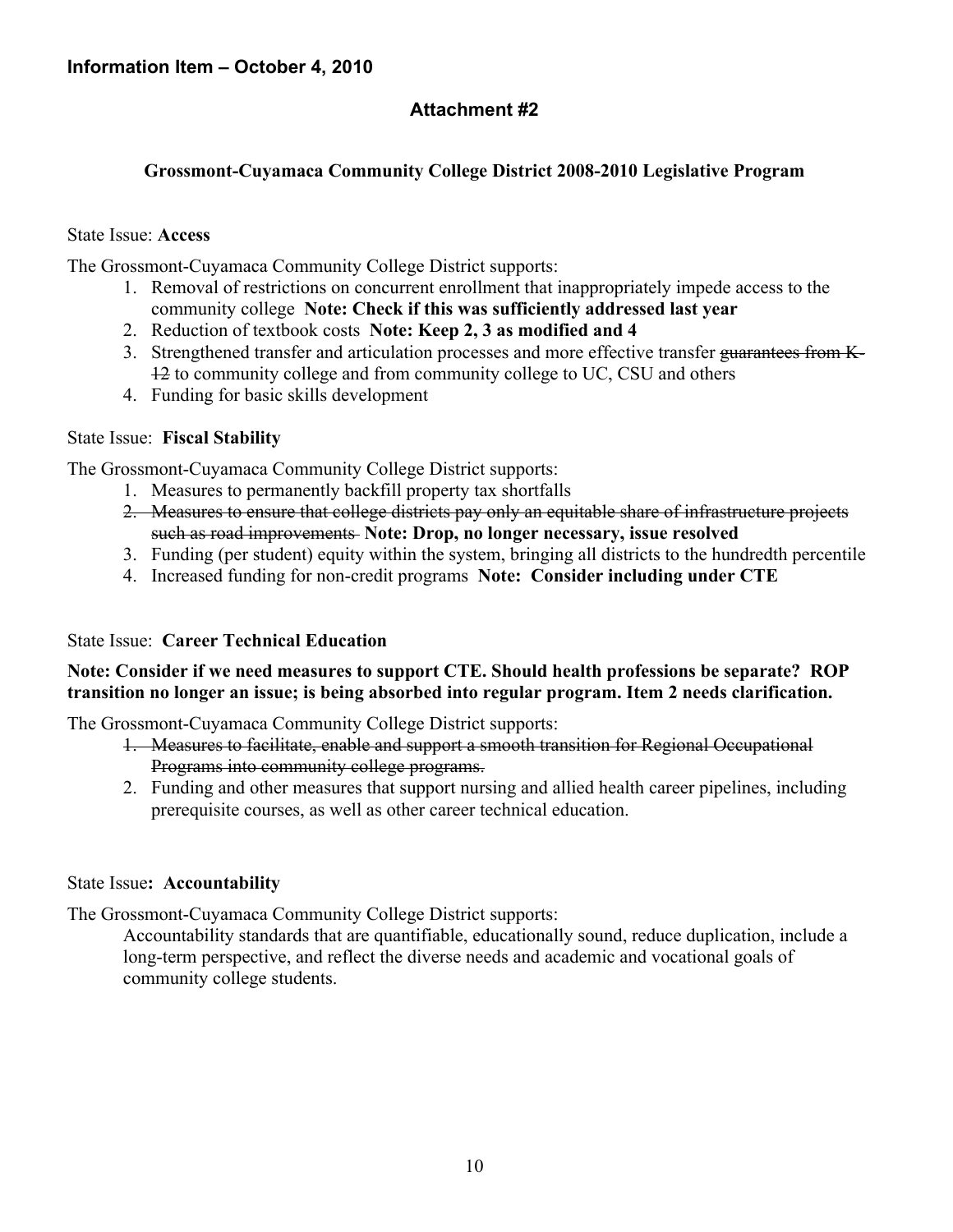**Information Item – October 4, 2010**

## Attachment #2

### Grossmont-Cuyamaca Community College District 2008-2010 Legislative Program

State Issue: **Access**

The Grossmont-Cuyamaca Community College District supports:

1. Removal of restrictions on concurrent enrollment that inappropriately impede access to the community college **Note: Check if this was sufficiently addressed last year**
2. Reduction of textbook costs **Note: Keep 2, 3 as modified and 4**
3. Strengthened transfer and articulation processes and more effective transfer ~~guarantees from K-12~~ to community college and from community college to UC, CSU and others
4. Funding for basic skills development

State Issue: **Fiscal Stability**

The Grossmont-Cuyamaca Community College District supports:

1. Measures to permanently backfill property tax shortfalls
2. ~~Measures to ensure that college districts pay only an equitable share of infrastructure projects such as road improvements~~ **Note: Drop, no longer necessary, issue resolved**
3. Funding (per student) equity within the system, bringing all districts to the hundredth percentile
4. Increased funding for non-credit programs **Note: Consider including under CTE**

State Issue: **Career Technical Education**

**Note: Consider if we need measures to support CTE. Should health professions be separate? ROP transition no longer an issue; is being absorbed into regular program. Item 2 needs clarification.**

The Grossmont-Cuyamaca Community College District supports:

1. ~~Measures to facilitate, enable and support a smooth transition for Regional Occupational Programs into community college programs.~~
2. Funding and other measures that support nursing and allied health career pipelines, including prerequisite courses, as well as other career technical education.

State Issue**: Accountability**

The Grossmont-Cuyamaca Community College District supports:

Accountability standards that are quantifiable, educationally sound, reduce duplication, include a long-term perspective, and reflect the diverse needs and academic and vocational goals of community college students.